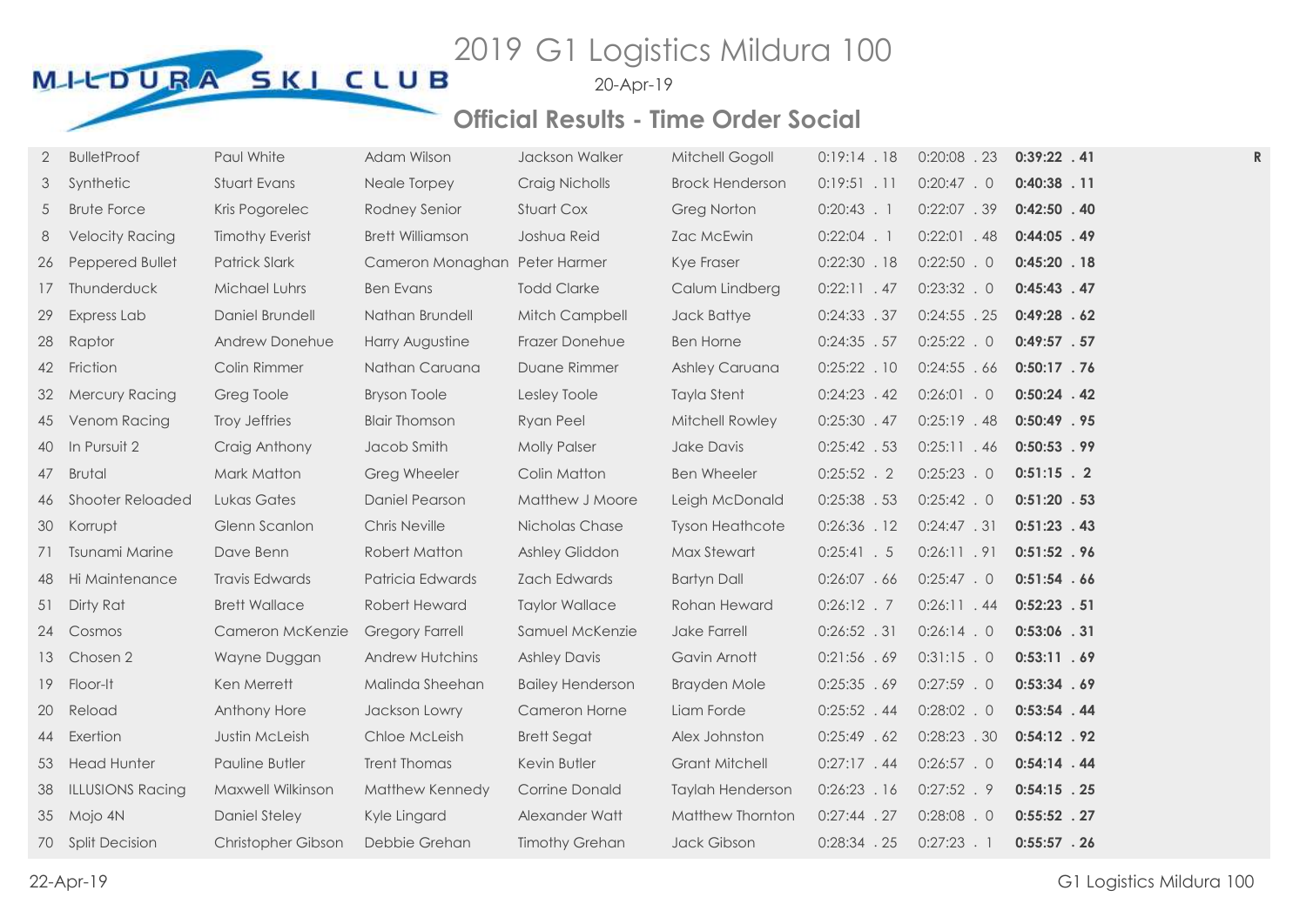MILDURA SKI CLUB

# 2019 G1 Logistics Mildura 100

20-Apr-19

## Official Results - Time Order Social

| | | | | | | | | | |
|---|---|---|---|---|---|---|---|---|---|
| 2 | BulletProof | Paul White | Adam Wilson | Jackson Walker | Mitchell Gogoll | 0:19:14 . 18 | 0:20:08 . 23 | **0:39:22 . 41** | R |
| 3 | Synthetic | Stuart Evans | Neale Torpey | Craig Nicholls | Brock Henderson | 0:19:51 . 11 | 0:20:47 . 0 | **0:40:38 . 11** | |
| 5 | Brute Force | Kris Pogorelec | Rodney Senior | Stuart Cox | Greg Norton | 0:20:43 . 1 | 0:22:07 . 39 | **0:42:50 . 40** | |
| 8 | Velocity Racing | Timothy Everist | Brett Williamson | Joshua Reid | Zac McEwin | 0:22:04 . 1 | 0:22:01 . 48 | **0:44:05 . 49** | |
| 26 | Peppered Bullet | Patrick Slark | Cameron Monaghan | Peter Harmer | Kye Fraser | 0:22:30 . 18 | 0:22:50 . 0 | **0:45:20 . 18** | |
| 17 | Thunderduck | Michael Luhrs | Ben Evans | Todd Clarke | Calum Lindberg | 0:22:11 . 47 | 0:23:32 . 0 | **0:45:43 . 47** | |
| 29 | Express Lab | Daniel Brundell | Nathan Brundell | Mitch Campbell | Jack Battye | 0:24:33 . 37 | 0:24:55 . 25 | **0:49:28 . 62** | |
| 28 | Raptor | Andrew Donehue | Harry Augustine | Frazer Donehue | Ben Horne | 0:24:35 . 57 | 0:25:22 . 0 | **0:49:57 . 57** | |
| 42 | Friction | Colin Rimmer | Nathan Caruana | Duane Rimmer | Ashley Caruana | 0:25:22 . 10 | 0:24:55 . 66 | **0:50:17 . 76** | |
| 32 | Mercury Racing | Greg Toole | Bryson Toole | Lesley Toole | Tayla Stent | 0:24:23 . 42 | 0:26:01 . 0 | **0:50:24 . 42** | |
| 45 | Venom Racing | Troy Jeffries | Blair Thomson | Ryan Peel | Mitchell Rowley | 0:25:30 . 47 | 0:25:19 . 48 | **0:50:49 . 95** | |
| 40 | In Pursuit 2 | Craig Anthony | Jacob Smith | Molly Palser | Jake Davis | 0:25:42 . 53 | 0:25:11 . 46 | **0:50:53 . 99** | |
| 47 | Brutal | Mark Matton | Greg Wheeler | Colin Matton | Ben Wheeler | 0:25:52 . 2 | 0:25:23 . 0 | **0:51:15 . 2** | |
| 46 | Shooter Reloaded | Lukas Gates | Daniel Pearson | Matthew J Moore | Leigh McDonald | 0:25:38 . 53 | 0:25:42 . 0 | **0:51:20 . 53** | |
| 30 | Korrupt | Glenn Scanlon | Chris Neville | Nicholas Chase | Tyson Heathcote | 0:26:36 . 12 | 0:24:47 . 31 | **0:51:23 . 43** | |
| 71 | Tsunami Marine | Dave Benn | Robert Matton | Ashley Gliddon | Max Stewart | 0:25:41 . 5 | 0:26:11 . 91 | **0:51:52 . 96** | |
| 48 | Hi Maintenance | Travis Edwards | Patricia Edwards | Zach Edwards | Bartyn Dall | 0:26:07 . 66 | 0:25:47 . 0 | **0:51:54 . 66** | |
| 51 | Dirty Rat | Brett Wallace | Robert Heward | Taylor Wallace | Rohan Heward | 0:26:12 . 7 | 0:26:11 . 44 | **0:52:23 . 51** | |
| 24 | Cosmos | Cameron McKenzie | Gregory Farrell | Samuel McKenzie | Jake Farrell | 0:26:52 . 31 | 0:26:14 . 0 | **0:53:06 . 31** | |
| 13 | Chosen 2 | Wayne Duggan | Andrew Hutchins | Ashley Davis | Gavin Arnott | 0:21:56 . 69 | 0:31:15 . 0 | **0:53:11 . 69** | |
| 19 | Floor-It | Ken Merrett | Malinda Sheehan | Bailey Henderson | Brayden Mole | 0:25:35 . 69 | 0:27:59 . 0 | **0:53:34 . 69** | |
| 20 | Reload | Anthony Hore | Jackson Lowry | Cameron Horne | Liam Forde | 0:25:52 . 44 | 0:28:02 . 0 | **0:53:54 . 44** | |
| 44 | Exertion | Justin McLeish | Chloe McLeish | Brett Segat | Alex Johnston | 0:25:49 . 62 | 0:28:23 . 30 | **0:54:12 . 92** | |
| 53 | Head Hunter | Pauline Butler | Trent Thomas | Kevin Butler | Grant Mitchell | 0:27:17 . 44 | 0:26:57 . 0 | **0:54:14 . 44** | |
| 38 | ILLUSIONS Racing | Maxwell Wilkinson | Matthew Kennedy | Corrine Donald | Taylah Henderson | 0:26:23 . 16 | 0:27:52 . 9 | **0:54:15 . 25** | |
| 35 | Mojo 4N | Daniel Steley | Kyle Lingard | Alexander Watt | Matthew Thornton | 0:27:44 . 27 | 0:28:08 . 0 | **0:55:52 . 27** | |
| 70 | Split Decision | Christopher Gibson | Debbie Grehan | Timothy Grehan | Jack Gibson | 0:28:34 . 25 | 0:27:23 . 1 | **0:55:57 . 26** | |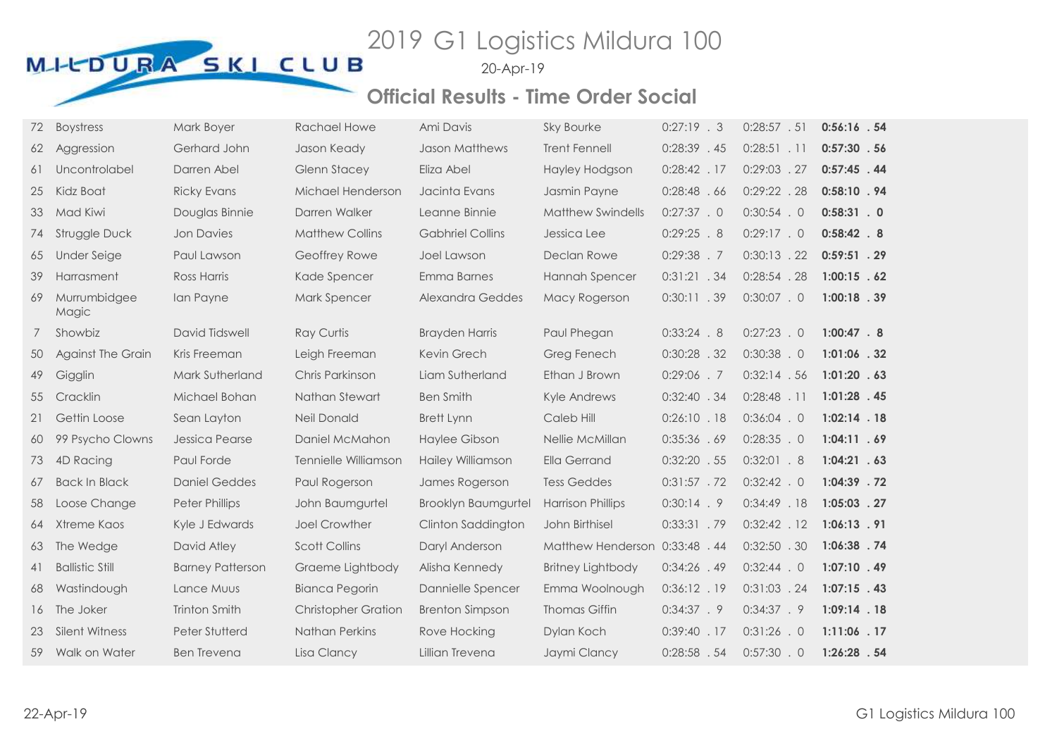MILDURA SKI CLUB

# 2019 G1 Logistics Mildura 100

20-Apr-19

## Official Results - Time Order Social

| | | | | | | | | |
|---|---|---|---|---|---|---|---|---|
| 72 | Boystress | Mark Boyer | Rachael Howe | Ami Davis | Sky Bourke | 0:27:19 . 3 | 0:28:57 . 51 | **0:56:16 . 54** |
| 62 | Aggression | Gerhard John | Jason Keady | Jason Matthews | Trent Fennell | 0:28:39 . 45 | 0:28:51 . 11 | **0:57:30 . 56** |
| 61 | Uncontrolabel | Darren Abel | Glenn Stacey | Eliza Abel | Hayley Hodgson | 0:28:42 . 17 | 0:29:03 . 27 | **0:57:45 . 44** |
| 25 | Kidz Boat | Ricky Evans | Michael Henderson | Jacinta Evans | Jasmin Payne | 0:28:48 . 66 | 0:29:22 . 28 | **0:58:10 . 94** |
| 33 | Mad Kiwi | Douglas Binnie | Darren Walker | Leanne Binnie | Matthew Swindells | 0:27:37 . 0 | 0:30:54 . 0 | **0:58:31 . 0** |
| 74 | Struggle Duck | Jon Davies | Matthew Collins | Gabhriel Collins | Jessica Lee | 0:29:25 . 8 | 0:29:17 . 0 | **0:58:42 . 8** |
| 65 | Under Seige | Paul Lawson | Geoffrey Rowe | Joel Lawson | Declan Rowe | 0:29:38 . 7 | 0:30:13 . 22 | **0:59:51 . 29** |
| 39 | Harrasment | Ross Harris | Kade Spencer | Emma Barnes | Hannah Spencer | 0:31:21 . 34 | 0:28:54 . 28 | **1:00:15 . 62** |
| 69 | Murrumbidgee Magic | Ian Payne | Mark Spencer | Alexandra Geddes | Macy Rogerson | 0:30:11 . 39 | 0:30:07 . 0 | **1:00:18 . 39** |
| 7 | Showbiz | David Tidswell | Ray Curtis | Brayden Harris | Paul Phegan | 0:33:24 . 8 | 0:27:23 . 0 | **1:00:47 . 8** |
| 50 | Against The Grain | Kris Freeman | Leigh Freeman | Kevin Grech | Greg Fenech | 0:30:28 . 32 | 0:30:38 . 0 | **1:01:06 . 32** |
| 49 | Gigglin | Mark Sutherland | Chris Parkinson | Liam Sutherland | Ethan J Brown | 0:29:06 . 7 | 0:32:14 . 56 | **1:01:20 . 63** |
| 55 | Cracklin | Michael Bohan | Nathan Stewart | Ben Smith | Kyle Andrews | 0:32:40 . 34 | 0:28:48 . 11 | **1:01:28 . 45** |
| 21 | Gettin Loose | Sean Layton | Neil Donald | Brett Lynn | Caleb Hill | 0:26:10 . 18 | 0:36:04 . 0 | **1:02:14 . 18** |
| 60 | 99 Psycho Clowns | Jessica Pearse | Daniel McMahon | Haylee Gibson | Nellie McMillan | 0:35:36 . 69 | 0:28:35 . 0 | **1:04:11 . 69** |
| 73 | 4D Racing | Paul Forde | Tennielle Williamson | Hailey Williamson | Ella Gerrand | 0:32:20 . 55 | 0:32:01 . 8 | **1:04:21 . 63** |
| 67 | Back In Black | Daniel Geddes | Paul Rogerson | James Rogerson | Tess Geddes | 0:31:57 . 72 | 0:32:42 . 0 | **1:04:39 . 72** |
| 58 | Loose Change | Peter Phillips | John Baumgurtel | Brooklyn Baumgurtel | Harrison Phillips | 0:30:14 . 9 | 0:34:49 . 18 | **1:05:03 . 27** |
| 64 | Xtreme Kaos | Kyle J Edwards | Joel Crowther | Clinton Saddington | John Birthisel | 0:33:31 . 79 | 0:32:42 . 12 | **1:06:13 . 91** |
| 63 | The Wedge | David Atley | Scott Collins | Daryl Anderson | Matthew Henderson | 0:33:48 . 44 | 0:32:50 . 30 | **1:06:38 . 74** |
| 41 | Ballistic Still | Barney Patterson | Graeme Lightbody | Alisha Kennedy | Britney Lightbody | 0:34:26 . 49 | 0:32:44 . 0 | **1:07:10 . 49** |
| 68 | Wastindough | Lance Muus | Bianca Pegorin | Dannielle Spencer | Emma Woolnough | 0:36:12 . 19 | 0:31:03 . 24 | **1:07:15 . 43** |
| 16 | The Joker | Trinton Smith | Christopher Gration | Brenton Simpson | Thomas Giffin | 0:34:37 . 9 | 0:34:37 . 9 | **1:09:14 . 18** |
| 23 | Silent Witness | Peter Stutterd | Nathan Perkins | Rove Hocking | Dylan Koch | 0:39:40 . 17 | 0:31:26 . 0 | **1:11:06 . 17** |
| 59 | Walk on Water | Ben Trevena | Lisa Clancy | Lillian Trevena | Jaymi Clancy | 0:28:58 . 54 | 0:57:30 . 0 | **1:26:28 . 54** |

22-Apr-19